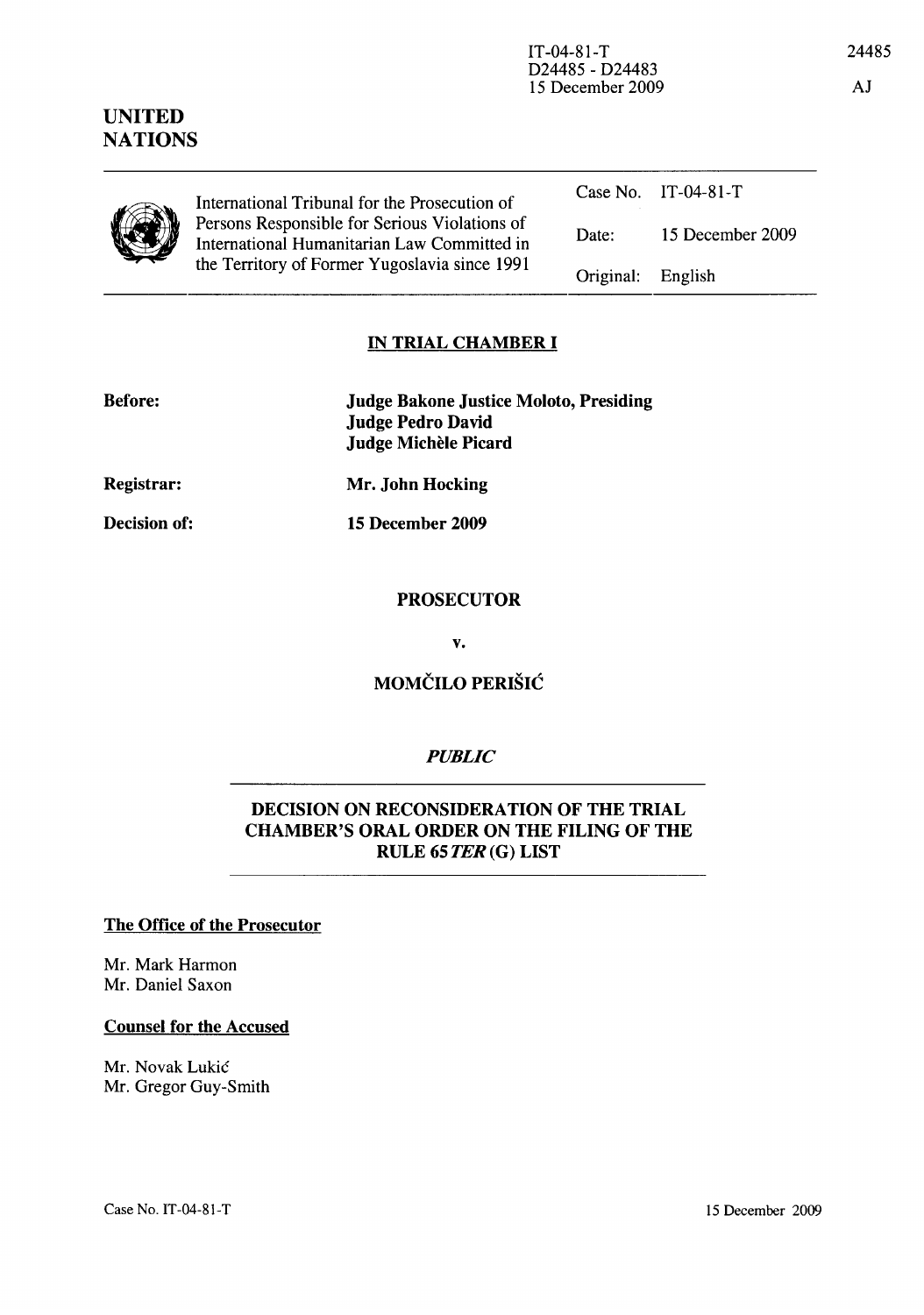IT-04-81-T
D24485 - D24483
15 December 2009

# UNITED NATIONS

International Tribunal for the Prosecution of Persons Responsible for Serious Violations of International Humanitarian Law Committed in the Territory of Former Yugoslavia since 1991

| | |
|---|---|
| Case No. | IT-04-81-T |
| Date: | 15 December 2009 |
| Original: | English |

## IN TRIAL CHAMBER I

**Before:** **Judge Bakone Justice Moloto, Presiding**
**Judge Pedro David**
**Judge Michèle Picard**

**Registrar:** **Mr. John Hocking**

**Decision of:** **15 December 2009**

**PROSECUTOR**

**v.**

**MOMČILO PERIŠIĆ**

***PUBLIC***

## DECISION ON RECONSIDERATION OF THE TRIAL CHAMBER'S ORAL ORDER ON THE FILING OF THE RULE 65 *TER* (G) LIST

**The Office of the Prosecutor**

Mr. Mark Harmon
Mr. Daniel Saxon

**Counsel for the Accused**

Mr. Novak Lukić
Mr. Gregor Guy-Smith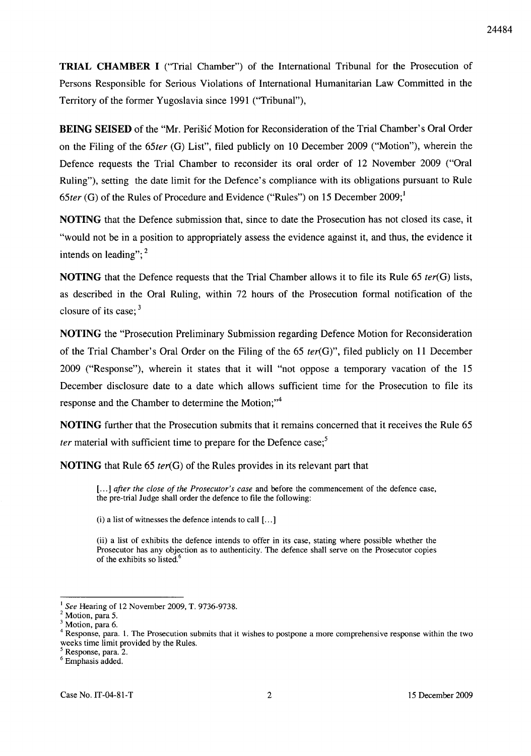**TRIAL CHAMBER I** ("Trial Chamber") of the International Tribunal for the Prosecution of Persons Responsible for Serious Violations of International Humanitarian Law Committed in the Territory of the former Yugoslavia since 1991 ("Tribunal"),

**BEING SEISED** of the "Mr. Perišić Motion for Reconsideration of the Trial Chamber's Oral Order on the Filing of the 65*ter* (G) List", filed publicly on 10 December 2009 ("Motion"), wherein the Defence requests the Trial Chamber to reconsider its oral order of 12 November 2009 ("Oral Ruling"), setting the date limit for the Defence's compliance with its obligations pursuant to Rule 65*ter* (G) of the Rules of Procedure and Evidence ("Rules") on 15 December 2009;[1]

**NOTING** that the Defence submission that, since to date the Prosecution has not closed its case, it "would not be in a position to appropriately assess the evidence against it, and thus, the evidence it intends on leading";[2]

**NOTING** that the Defence requests that the Trial Chamber allows it to file its Rule 65 *ter*(G) lists, as described in the Oral Ruling, within 72 hours of the Prosecution formal notification of the closure of its case;[3]

**NOTING** the "Prosecution Preliminary Submission regarding Defence Motion for Reconsideration of the Trial Chamber's Oral Order on the Filing of the 65 *ter*(G)", filed publicly on 11 December 2009 ("Response"), wherein it states that it will "not oppose a temporary vacation of the 15 December disclosure date to a date which allows sufficient time for the Prosecution to file its response and the Chamber to determine the Motion;"[4]

**NOTING** further that the Prosecution submits that it remains concerned that it receives the Rule 65 *ter* material with sufficient time to prepare for the Defence case;[5]

**NOTING** that Rule 65 *ter*(G) of the Rules provides in its relevant part that

> [...] *after the close of the Prosecutor's case* and before the commencement of the defence case, the pre-trial Judge shall order the defence to file the following:
>
> (i) a list of witnesses the defence intends to call [...]
>
> (ii) a list of exhibits the defence intends to offer in its case, stating where possible whether the Prosecutor has any objection as to authenticity. The defence shall serve on the Prosecutor copies of the exhibits so listed.[6]

---

[1] *See* Hearing of 12 November 2009, T. 9736-9738.

[2] Motion, para 5.

[3] Motion, para 6.

[4] Response, para. 1. The Prosecution submits that it wishes to postpone a more comprehensive response within the two weeks time limit provided by the Rules.

[5] Response, para. 2.

[6] Emphasis added.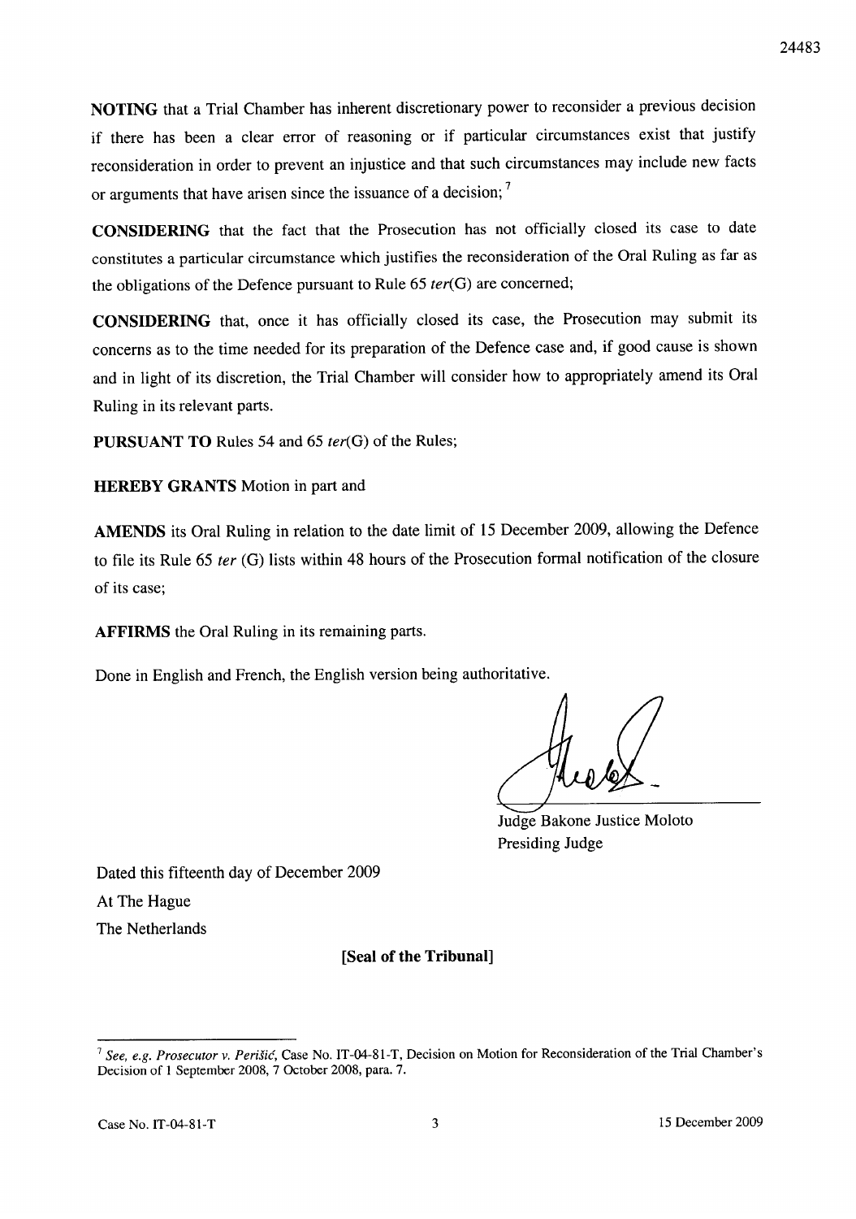**NOTING** that a Trial Chamber has inherent discretionary power to reconsider a previous decision if there has been a clear error of reasoning or if particular circumstances exist that justify reconsideration in order to prevent an injustice and that such circumstances may include new facts or arguments that have arisen since the issuance of a decision;[7]

**CONSIDERING** that the fact that the Prosecution has not officially closed its case to date constitutes a particular circumstance which justifies the reconsideration of the Oral Ruling as far as the obligations of the Defence pursuant to Rule 65 *ter*(G) are concerned;

**CONSIDERING** that, once it has officially closed its case, the Prosecution may submit its concerns as to the time needed for its preparation of the Defence case and, if good cause is shown and in light of its discretion, the Trial Chamber will consider how to appropriately amend its Oral Ruling in its relevant parts.

**PURSUANT TO** Rules 54 and 65 *ter*(G) of the Rules;

**HEREBY GRANTS** Motion in part and

**AMENDS** its Oral Ruling in relation to the date limit of 15 December 2009, allowing the Defence to file its Rule 65 *ter* (G) lists within 48 hours of the Prosecution formal notification of the closure of its case;

**AFFIRMS** the Oral Ruling in its remaining parts.

Done in English and French, the English version being authoritative.

Judge Bakone Justice Moloto
Presiding Judge

Dated this fifteenth day of December 2009
At The Hague
The Netherlands

**[Seal of the Tribunal]**

---

[7] *See, e.g. Prosecutor v. Perišić*, Case No. IT-04-81-T, Decision on Motion for Reconsideration of the Trial Chamber's Decision of 1 September 2008, 7 October 2008, para. 7.